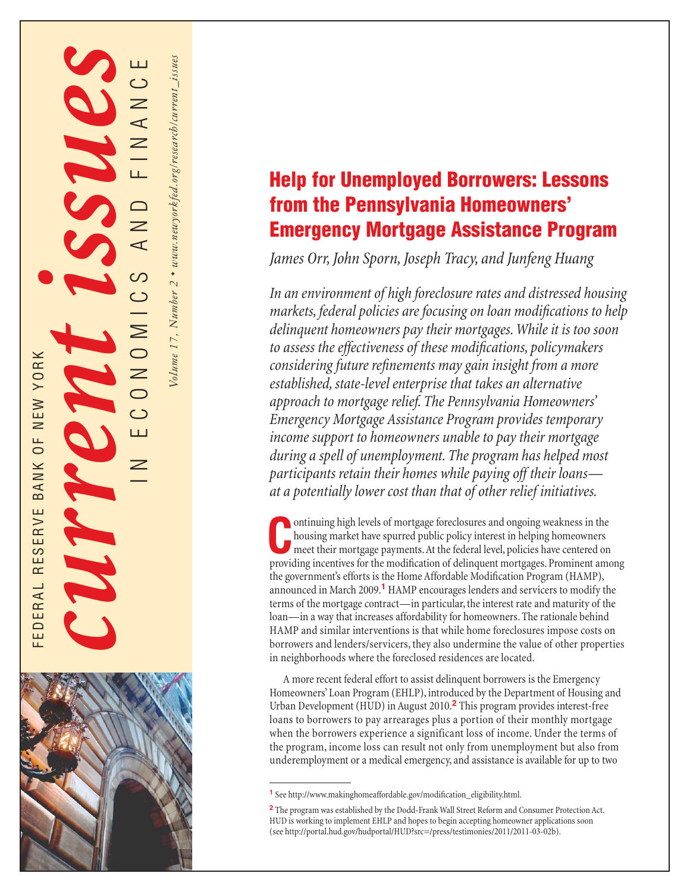# Help for Unemployed Borrowers: Lessons from the Pennsylvania Homeowners' Emergency Mortgage Assistance Program

*James Orr, John Sporn, Joseph Tracy, and Junfeng Huang*

*In an environment of high foreclosure rates and distressed housing markets, federal policies are focusing on loan modifications to help delinquent homeowners pay their mortgages. While it is too soon to assess the effectiveness of these modifications, policymakers considering future refinements may gain insight from a more established, state-level enterprise that takes an alternative approach to mortgage relief. The Pennsylvania Homeowners' Emergency Mortgage Assistance Program provides temporary income support to homeowners unable to pay their mortgage during a spell of unemployment. The program has helped most participants retain their homes while paying off their loans—at a potentially lower cost than that of other relief initiatives.*

Continuing high levels of mortgage foreclosures and ongoing weakness in the housing market have spurred public policy interest in helping homeowners meet their mortgage payments. At the federal level, policies have centered on providing incentives for the modification of delinquent mortgages. Prominent among the government's efforts is the Home Affordable Modification Program (HAMP), announced in March 2009.[1] HAMP encourages lenders and servicers to modify the terms of the mortgage contract—in particular, the interest rate and maturity of the loan—in a way that increases affordability for homeowners. The rationale behind HAMP and similar interventions is that while home foreclosures impose costs on borrowers and lenders/servicers, they also undermine the value of other properties in neighborhoods where the foreclosed residences are located.

A more recent federal effort to assist delinquent borrowers is the Emergency Homeowners' Loan Program (EHLP), introduced by the Department of Housing and Urban Development (HUD) in August 2010.[2] This program provides interest-free loans to borrowers to pay arrearages plus a portion of their monthly mortgage when the borrowers experience a significant loss of income. Under the terms of the program, income loss can result not only from unemployment but also from underemployment or a medical emergency, and assistance is available for up to two

---

[1] See http://www.makinghomeaffordable.gov/modification_eligibility.html.

[2] The program was established by the Dodd-Frank Wall Street Reform and Consumer Protection Act. HUD is working to implement EHLP and hopes to begin accepting homeowner applications soon (see http://portal.hud.gov/hudportal/HUD?src=/press/testimonies/2011/2011-03-02b).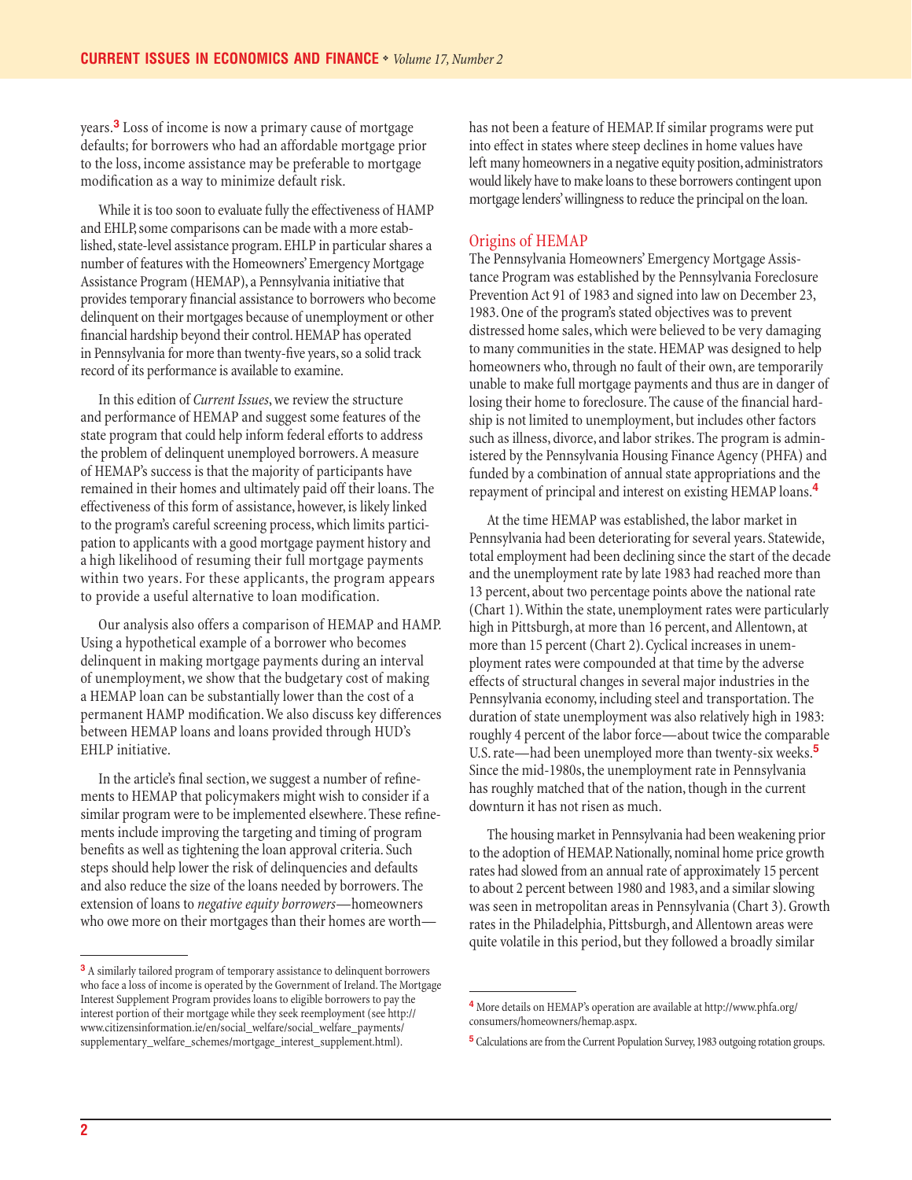years.[3] Loss of income is now a primary cause of mortgage defaults; for borrowers who had an affordable mortgage prior to the loss, income assistance may be preferable to mortgage modification as a way to minimize default risk.

While it is too soon to evaluate fully the effectiveness of HAMP and EHLP, some comparisons can be made with a more established, state-level assistance program. EHLP in particular shares a number of features with the Homeowners' Emergency Mortgage Assistance Program (HEMAP), a Pennsylvania initiative that provides temporary financial assistance to borrowers who become delinquent on their mortgages because of unemployment or other financial hardship beyond their control. HEMAP has operated in Pennsylvania for more than twenty-five years, so a solid track record of its performance is available to examine.

In this edition of *Current Issues*, we review the structure and performance of HEMAP and suggest some features of the state program that could help inform federal efforts to address the problem of delinquent unemployed borrowers. A measure of HEMAP's success is that the majority of participants have remained in their homes and ultimately paid off their loans. The effectiveness of this form of assistance, however, is likely linked to the program's careful screening process, which limits participation to applicants with a good mortgage payment history and a high likelihood of resuming their full mortgage payments within two years. For these applicants, the program appears to provide a useful alternative to loan modification.

Our analysis also offers a comparison of HEMAP and HAMP. Using a hypothetical example of a borrower who becomes delinquent in making mortgage payments during an interval of unemployment, we show that the budgetary cost of making a HEMAP loan can be substantially lower than the cost of a permanent HAMP modification. We also discuss key differences between HEMAP loans and loans provided through HUD's EHLP initiative.

In the article's final section, we suggest a number of refinements to HEMAP that policymakers might wish to consider if a similar program were to be implemented elsewhere. These refinements include improving the targeting and timing of program benefits as well as tightening the loan approval criteria. Such steps should help lower the risk of delinquencies and defaults and also reduce the size of the loans needed by borrowers. The extension of loans to *negative equity borrowers*—homeowners who owe more on their mortgages than their homes are worth—has not been a feature of HEMAP. If similar programs were put into effect in states where steep declines in home values have left many homeowners in a negative equity position, administrators would likely have to make loans to these borrowers contingent upon mortgage lenders' willingness to reduce the principal on the loan.

## Origins of HEMAP

The Pennsylvania Homeowners' Emergency Mortgage Assistance Program was established by the Pennsylvania Foreclosure Prevention Act 91 of 1983 and signed into law on December 23, 1983. One of the program's stated objectives was to prevent distressed home sales, which were believed to be very damaging to many communities in the state. HEMAP was designed to help homeowners who, through no fault of their own, are temporarily unable to make full mortgage payments and thus are in danger of losing their home to foreclosure. The cause of the financial hardship is not limited to unemployment, but includes other factors such as illness, divorce, and labor strikes. The program is administered by the Pennsylvania Housing Finance Agency (PHFA) and funded by a combination of annual state appropriations and the repayment of principal and interest on existing HEMAP loans.[4]

At the time HEMAP was established, the labor market in Pennsylvania had been deteriorating for several years. Statewide, total employment had been declining since the start of the decade and the unemployment rate by late 1983 had reached more than 13 percent, about two percentage points above the national rate (Chart 1). Within the state, unemployment rates were particularly high in Pittsburgh, at more than 16 percent, and Allentown, at more than 15 percent (Chart 2). Cyclical increases in unemployment rates were compounded at that time by the adverse effects of structural changes in several major industries in the Pennsylvania economy, including steel and transportation. The duration of state unemployment was also relatively high in 1983: roughly 4 percent of the labor force—about twice the comparable U.S. rate—had been unemployed more than twenty-six weeks.[5] Since the mid-1980s, the unemployment rate in Pennsylvania has roughly matched that of the nation, though in the current downturn it has not risen as much.

The housing market in Pennsylvania had been weakening prior to the adoption of HEMAP. Nationally, nominal home price growth rates had slowed from an annual rate of approximately 15 percent to about 2 percent between 1980 and 1983, and a similar slowing was seen in metropolitan areas in Pennsylvania (Chart 3). Growth rates in the Philadelphia, Pittsburgh, and Allentown areas were quite volatile in this period, but they followed a broadly similar

---

[3] A similarly tailored program of temporary assistance to delinquent borrowers who face a loss of income is operated by the Government of Ireland. The Mortgage Interest Supplement Program provides loans to eligible borrowers to pay the interest portion of their mortgage while they seek reemployment (see http://www.citizensinformation.ie/en/social_welfare/social_welfare_payments/supplementary_welfare_schemes/mortgage_interest_supplement.html).

[4] More details on HEMAP's operation are available at http://www.phfa.org/consumers/homeowners/hemap.aspx.

[5] Calculations are from the Current Population Survey, 1983 outgoing rotation groups.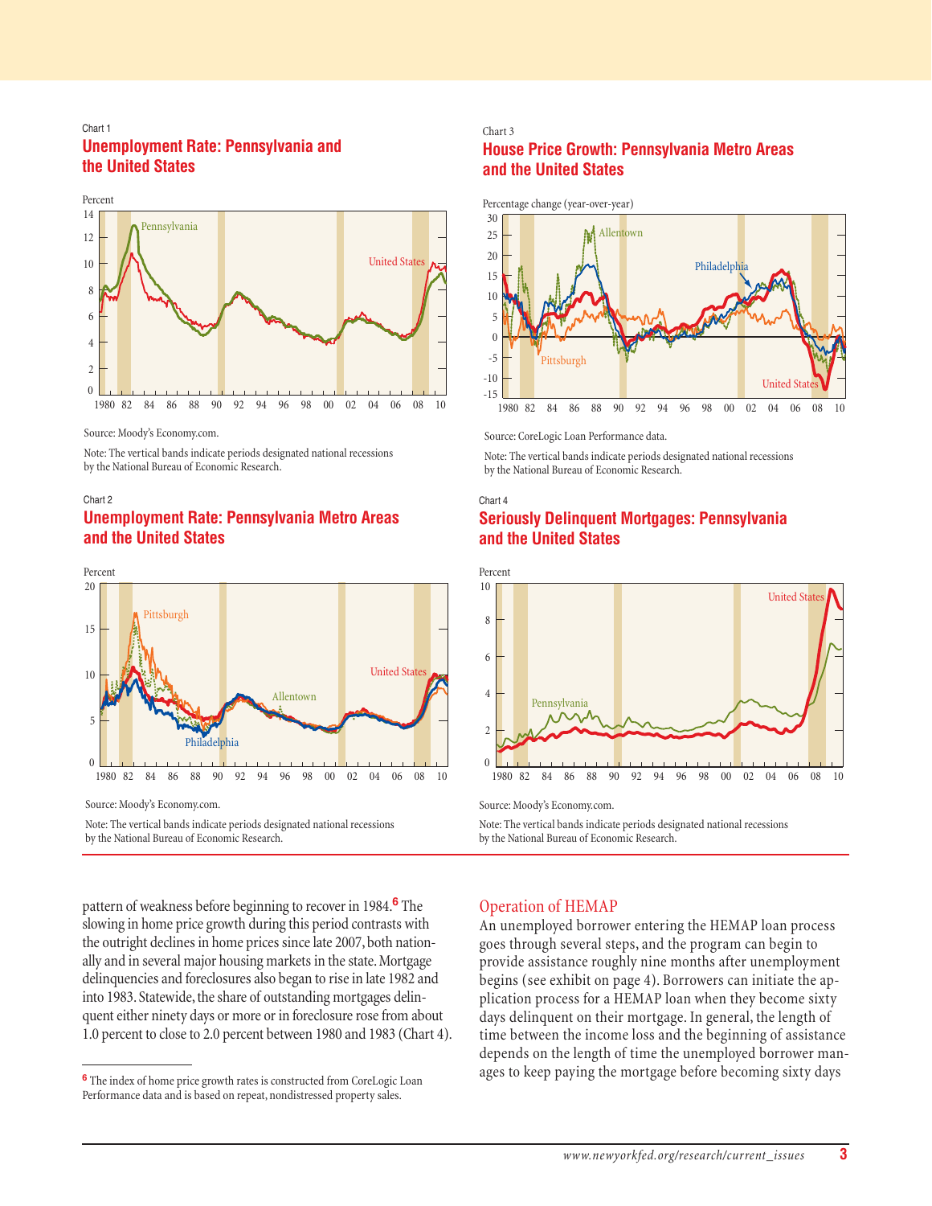Chart 1

### Unemployment Rate: Pennsylvania and the United States

Source: Moody's Economy.com.

Note: The vertical bands indicate periods designated national recessions by the National Bureau of Economic Research.

Chart 2

### Unemployment Rate: Pennsylvania Metro Areas and the United States

Source: Moody's Economy.com.

Note: The vertical bands indicate periods designated national recessions by the National Bureau of Economic Research.

Chart 3

### House Price Growth: Pennsylvania Metro Areas and the United States

Source: CoreLogic Loan Performance data.

Note: The vertical bands indicate periods designated national recessions by the National Bureau of Economic Research.

Chart 4

### Seriously Delinquent Mortgages: Pennsylvania and the United States

Source: Moody's Economy.com.

Note: The vertical bands indicate periods designated national recessions by the National Bureau of Economic Research.

pattern of weakness before beginning to recover in 1984.[6] The slowing in home price growth during this period contrasts with the outright declines in home prices since late 2007, both nationally and in several major housing markets in the state. Mortgage delinquencies and foreclosures also began to rise in late 1982 and into 1983. Statewide, the share of outstanding mortgages delinquent either ninety days or more or in foreclosure rose from about 1.0 percent to close to 2.0 percent between 1980 and 1983 (Chart 4).

[6] The index of home price growth rates is constructed from CoreLogic Loan Performance data and is based on repeat, nondistressed property sales.

## Operation of HEMAP

An unemployed borrower entering the HEMAP loan process goes through several steps, and the program can begin to provide assistance roughly nine months after unemployment begins (see exhibit on page 4). Borrowers can initiate the application process for a HEMAP loan when they become sixty days delinquent on their mortgage. In general, the length of time between the income loss and the beginning of assistance depends on the length of time the unemployed borrower manages to keep paying the mortgage before becoming sixty days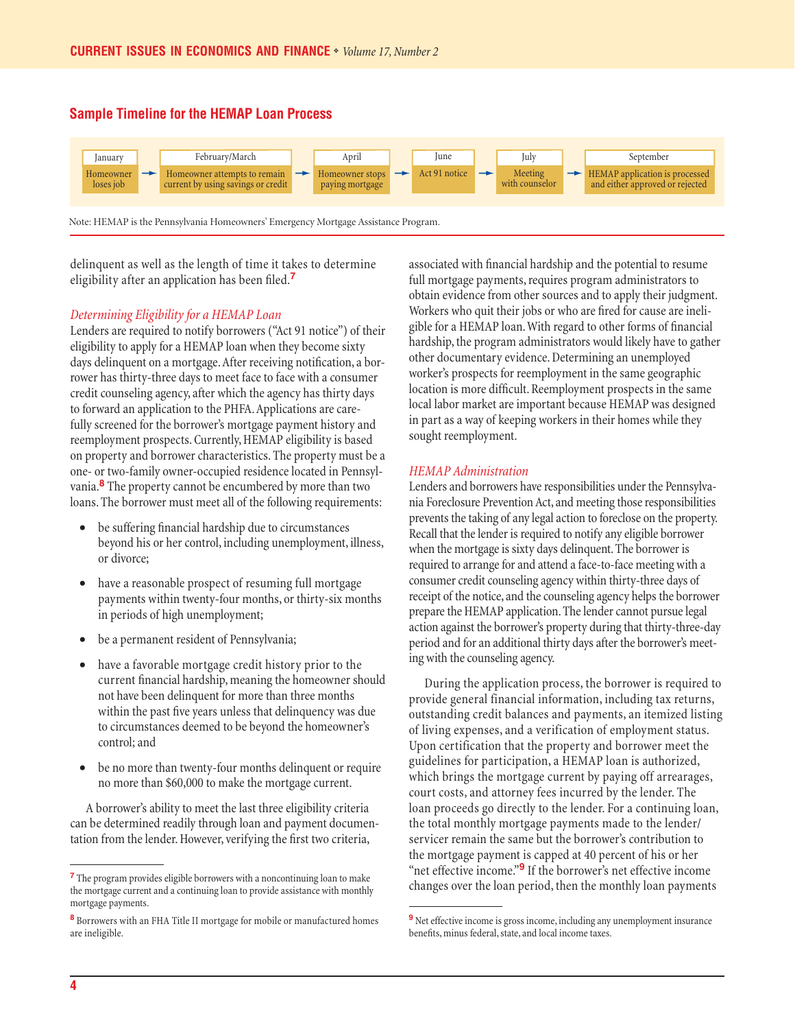## Sample Timeline for the HEMAP Loan Process

| January | February/March | April | June | July | September |
|---|---|---|---|---|---|
| Homeowner loses job | Homeowner attempts to remain current by using savings or credit | Homeowner stops paying mortgage | Act 91 notice | Meeting with counselor | HEMAP application is processed and either approved or rejected |

Note: HEMAP is the Pennsylvania Homeowners' Emergency Mortgage Assistance Program.

delinquent as well as the length of time it takes to determine eligibility after an application has been filed.[7]

*Determining Eligibility for a HEMAP Loan*

Lenders are required to notify borrowers ("Act 91 notice") of their eligibility to apply for a HEMAP loan when they become sixty days delinquent on a mortgage. After receiving notification, a borrower has thirty-three days to meet face to face with a consumer credit counseling agency, after which the agency has thirty days to forward an application to the PHFA. Applications are carefully screened for the borrower's mortgage payment history and reemployment prospects. Currently, HEMAP eligibility is based on property and borrower characteristics. The property must be a one- or two-family owner-occupied residence located in Pennsylvania.[8] The property cannot be encumbered by more than two loans. The borrower must meet all of the following requirements:

- be suffering financial hardship due to circumstances beyond his or her control, including unemployment, illness, or divorce;
- have a reasonable prospect of resuming full mortgage payments within twenty-four months, or thirty-six months in periods of high unemployment;
- be a permanent resident of Pennsylvania;
- have a favorable mortgage credit history prior to the current financial hardship, meaning the homeowner should not have been delinquent for more than three months within the past five years unless that delinquency was due to circumstances deemed to be beyond the homeowner's control; and
- be no more than twenty-four months delinquent or require no more than $60,000 to make the mortgage current.

A borrower's ability to meet the last three eligibility criteria can be determined readily through loan and payment documentation from the lender. However, verifying the first two criteria, associated with financial hardship and the potential to resume full mortgage payments, requires program administrators to obtain evidence from other sources and to apply their judgment. Workers who quit their jobs or who are fired for cause are ineligible for a HEMAP loan. With regard to other forms of financial hardship, the program administrators would likely have to gather other documentary evidence. Determining an unemployed worker's prospects for reemployment in the same geographic location is more difficult. Reemployment prospects in the same local labor market are important because HEMAP was designed in part as a way of keeping workers in their homes while they sought reemployment.

*HEMAP Administration*

Lenders and borrowers have responsibilities under the Pennsylvania Foreclosure Prevention Act, and meeting those responsibilities prevents the taking of any legal action to foreclose on the property. Recall that the lender is required to notify any eligible borrower when the mortgage is sixty days delinquent. The borrower is required to arrange for and attend a face-to-face meeting with a consumer credit counseling agency within thirty-three days of receipt of the notice, and the counseling agency helps the borrower prepare the HEMAP application. The lender cannot pursue legal action against the borrower's property during that thirty-three-day period and for an additional thirty days after the borrower's meeting with the counseling agency.

During the application process, the borrower is required to provide general financial information, including tax returns, outstanding credit balances and payments, an itemized listing of living expenses, and a verification of employment status. Upon certification that the property and borrower meet the guidelines for participation, a HEMAP loan is authorized, which brings the mortgage current by paying off arrearages, court costs, and attorney fees incurred by the lender. The loan proceeds go directly to the lender. For a continuing loan, the total monthly mortgage payments made to the lender/servicer remain the same but the borrower's contribution to the mortgage payment is capped at 40 percent of his or her "net effective income."[9] If the borrower's net effective income changes over the loan period, then the monthly loan payments

---

[7] The program provides eligible borrowers with a noncontinuing loan to make the mortgage current and a continuing loan to provide assistance with monthly mortgage payments.

[8] Borrowers with an FHA Title II mortgage for mobile or manufactured homes are ineligible.

[9] Net effective income is gross income, including any unemployment insurance benefits, minus federal, state, and local income taxes.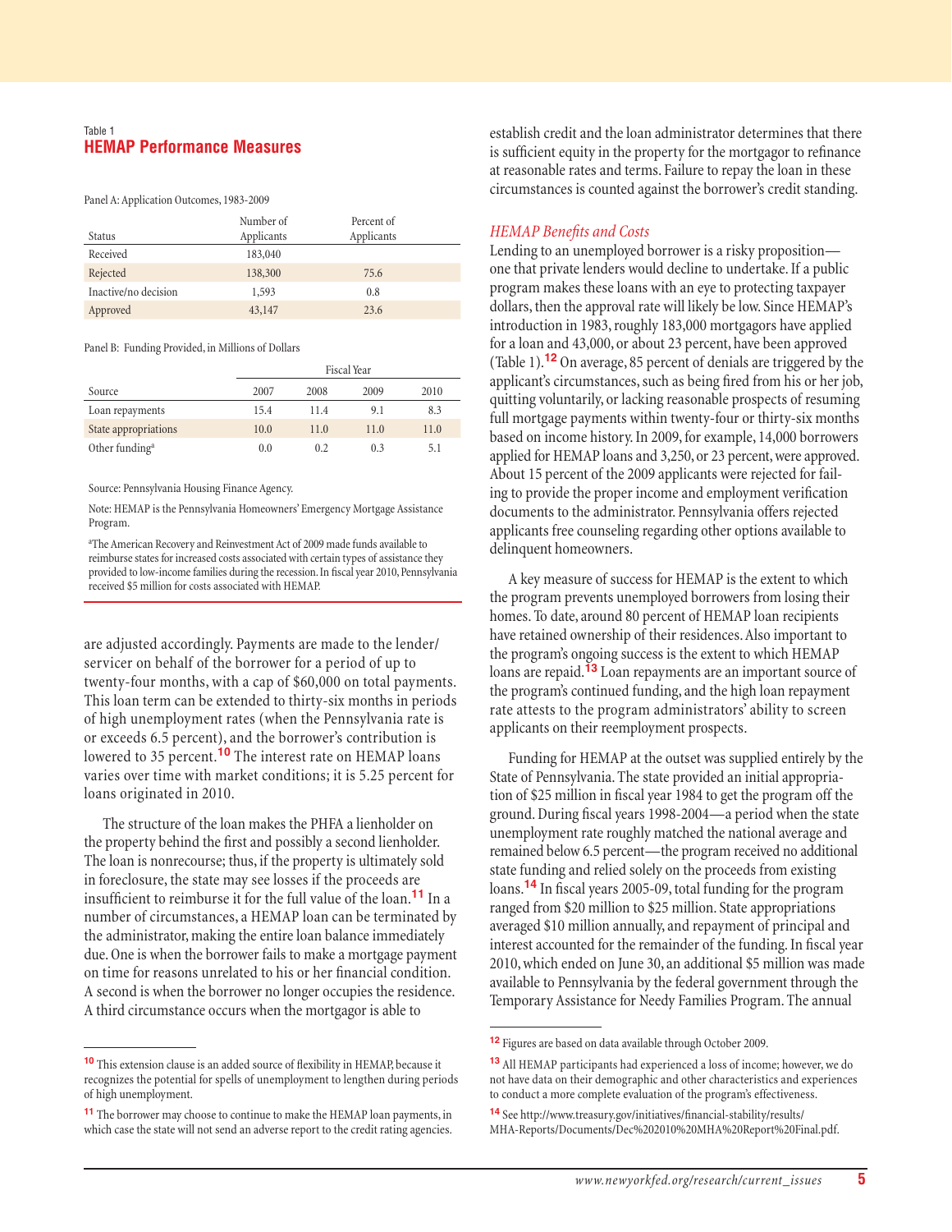Table 1
### HEMAP Performance Measures

Panel A: Application Outcomes, 1983-2009

| Status | Number of Applicants | Percent of Applicants |
|---|---|---|
| Received | 183,040 | |
| Rejected | 138,300 | 75.6 |
| Inactive/no decision | 1,593 | 0.8 |
| Approved | 43,147 | 23.6 |

Panel B: Funding Provided, in Millions of Dollars

| | Fiscal Year | | | |
|---|---|---|---|---|
| Source | 2007 | 2008 | 2009 | 2010 |
| Loan repayments | 15.4 | 11.4 | 9.1 | 8.3 |
| State appropriations | 10.0 | 11.0 | 11.0 | 11.0 |
| Other funding[a] | 0.0 | 0.2 | 0.3 | 5.1 |

Source: Pennsylvania Housing Finance Agency.

Note: HEMAP is the Pennsylvania Homeowners' Emergency Mortgage Assistance Program.

[a]The American Recovery and Reinvestment Act of 2009 made funds available to reimburse states for increased costs associated with certain types of assistance they provided to low-income families during the recession. In fiscal year 2010, Pennsylvania received $5 million for costs associated with HEMAP.

are adjusted accordingly. Payments are made to the lender/servicer on behalf of the borrower for a period of up to twenty-four months, with a cap of $60,000 on total payments. This loan term can be extended to thirty-six months in periods of high unemployment rates (when the Pennsylvania rate is or exceeds 6.5 percent), and the borrower's contribution is lowered to 35 percent.[10] The interest rate on HEMAP loans varies over time with market conditions; it is 5.25 percent for loans originated in 2010.

The structure of the loan makes the PHFA a lienholder on the property behind the first and possibly a second lienholder. The loan is nonrecourse; thus, if the property is ultimately sold in foreclosure, the state may see losses if the proceeds are insufficient to reimburse it for the full value of the loan.[11] In a number of circumstances, a HEMAP loan can be terminated by the administrator, making the entire loan balance immediately due. One is when the borrower fails to make a mortgage payment on time for reasons unrelated to his or her financial condition. A second is when the borrower no longer occupies the residence. A third circumstance occurs when the mortgagor is able to establish credit and the loan administrator determines that there is sufficient equity in the property for the mortgagor to refinance at reasonable rates and terms. Failure to repay the loan in these circumstances is counted against the borrower's credit standing.

### *HEMAP Benefits and Costs*

Lending to an unemployed borrower is a risky proposition—one that private lenders would decline to undertake. If a public program makes these loans with an eye to protecting taxpayer dollars, then the approval rate will likely be low. Since HEMAP's introduction in 1983, roughly 183,000 mortgagors have applied for a loan and 43,000, or about 23 percent, have been approved (Table 1).[12] On average, 85 percent of denials are triggered by the applicant's circumstances, such as being fired from his or her job, quitting voluntarily, or lacking reasonable prospects of resuming full mortgage payments within twenty-four or thirty-six months based on income history. In 2009, for example, 14,000 borrowers applied for HEMAP loans and 3,250, or 23 percent, were approved. About 15 percent of the 2009 applicants were rejected for failing to provide the proper income and employment verification documents to the administrator. Pennsylvania offers rejected applicants free counseling regarding other options available to delinquent homeowners.

A key measure of success for HEMAP is the extent to which the program prevents unemployed borrowers from losing their homes. To date, around 80 percent of HEMAP loan recipients have retained ownership of their residences. Also important to the program's ongoing success is the extent to which HEMAP loans are repaid.[13] Loan repayments are an important source of the program's continued funding, and the high loan repayment rate attests to the program administrators' ability to screen applicants on their reemployment prospects.

Funding for HEMAP at the outset was supplied entirely by the State of Pennsylvania. The state provided an initial appropriation of $25 million in fiscal year 1984 to get the program off the ground. During fiscal years 1998-2004—a period when the state unemployment rate roughly matched the national average and remained below 6.5 percent—the program received no additional state funding and relied solely on the proceeds from existing loans.[14] In fiscal years 2005-09, total funding for the program ranged from $20 million to $25 million. State appropriations averaged $10 million annually, and repayment of principal and interest accounted for the remainder of the funding. In fiscal year 2010, which ended on June 30, an additional $5 million was made available to Pennsylvania by the federal government through the Temporary Assistance for Needy Families Program. The annual

---

[10] This extension clause is an added source of flexibility in HEMAP, because it recognizes the potential for spells of unemployment to lengthen during periods of high unemployment.

[11] The borrower may choose to continue to make the HEMAP loan payments, in which case the state will not send an adverse report to the credit rating agencies.

[12] Figures are based on data available through October 2009.

[13] All HEMAP participants had experienced a loss of income; however, we do not have data on their demographic and other characteristics and experiences to conduct a more complete evaluation of the program's effectiveness.

[14] See http://www.treasury.gov/initiatives/financial-stability/results/MHA-Reports/Documents/Dec%202010%20MHA%20Report%20Final.pdf.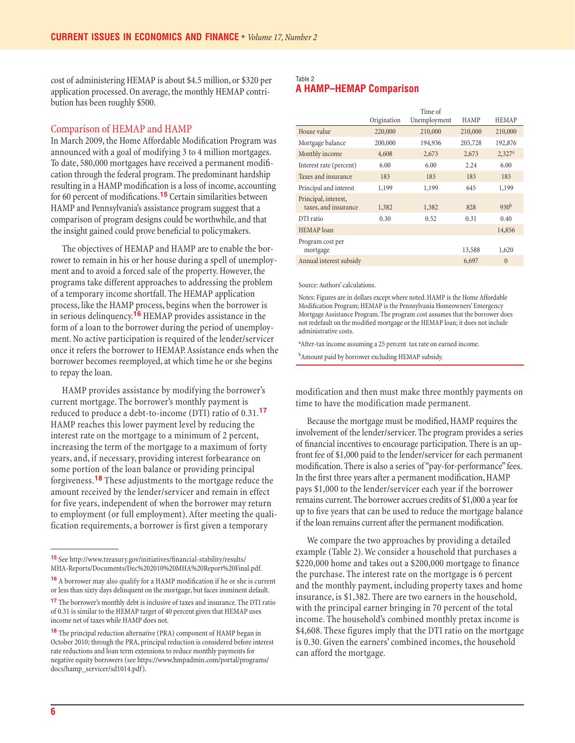cost of administering HEMAP is about $4.5 million, or $320 per application processed. On average, the monthly HEMAP contribution has been roughly $500.

## Comparison of HEMAP and HAMP

In March 2009, the Home Affordable Modification Program was announced with a goal of modifying 3 to 4 million mortgages. To date, 580,000 mortgages have received a permanent modification through the federal program. The predominant hardship resulting in a HAMP modification is a loss of income, accounting for 60 percent of modifications.[15] Certain similarities between HAMP and Pennsylvania's assistance program suggest that a comparison of program designs could be worthwhile, and that the insight gained could prove beneficial to policymakers.

The objectives of HEMAP and HAMP are to enable the borrower to remain in his or her house during a spell of unemployment and to avoid a forced sale of the property. However, the programs take different approaches to addressing the problem of a temporary income shortfall. The HEMAP application process, like the HAMP process, begins when the borrower is in serious delinquency.[16] HEMAP provides assistance in the form of a loan to the borrower during the period of unemployment. No active participation is required of the lender/servicer once it refers the borrower to HEMAP. Assistance ends when the borrower becomes reemployed, at which time he or she begins to repay the loan.

HAMP provides assistance by modifying the borrower's current mortgage. The borrower's monthly payment is reduced to produce a debt-to-income (DTI) ratio of 0.31.[17] HAMP reaches this lower payment level by reducing the interest rate on the mortgage to a minimum of 2 percent, increasing the term of the mortgage to a maximum of forty years, and, if necessary, providing interest forbearance on some portion of the loan balance or providing principal forgiveness.[18] These adjustments to the mortgage reduce the amount received by the lender/servicer and remain in effect for five years, independent of when the borrower may return to employment (or full employment). After meeting the qualification requirements, a borrower is first given a temporary modification and then must make three monthly payments on time to have the modification made permanent.

Because the mortgage must be modified, HAMP requires the involvement of the lender/servicer. The program provides a series of financial incentives to encourage participation. There is an upfront fee of $1,000 paid to the lender/servicer for each permanent modification. There is also a series of "pay-for-performance" fees. In the first three years after a permanent modification, HAMP pays $1,000 to the lender/servicer each year if the borrower remains current. The borrower accrues credits of $1,000 a year for up to five years that can be used to reduce the mortgage balance if the loan remains current after the permanent modification.

We compare the two approaches by providing a detailed example (Table 2). We consider a household that purchases a $220,000 home and takes out a $200,000 mortgage to finance the purchase. The interest rate on the mortgage is 6 percent and the monthly payment, including property taxes and home insurance, is $1,382. There are two earners in the household, with the principal earner bringing in 70 percent of the total income. The household's combined monthly pretax income is $4,608. These figures imply that the DTI ratio on the mortgage is 0.30. Given the earners' combined incomes, the household can afford the mortgage.

Table 2
**A HAMP–HEMAP Comparison**

| | Origination | Time of Unemployment | HAMP | HEMAP |
|---|---|---|---|---|
| House value | 220,000 | 210,000 | 210,000 | 210,000 |
| Mortgage balance | 200,000 | 194,936 | 205,728 | 192,876 |
| Monthly income | 4,608 | 2,673 | 2,673 | 2,327[a] |
| Interest rate (percent) | 6.00 | 6.00 | 2.24 | 6.00 |
| Taxes and insurance | 183 | 183 | 183 | 183 |
| Principal and interest | 1,199 | 1,199 | 645 | 1,199 |
| Principal, interest, taxes, and insurance | 1,382 | 1,382 | 828 | 930[b] |
| DTI ratio | 0.30 | 0.52 | 0.31 | 0.40 |
| HEMAP loan | | | | 14,856 |
| Program cost per mortgage | | | 13,588 | 1,620 |
| Annual interest subsidy | | | 6,697 | 0 |

Source: Authors' calculations.

Notes: Figures are in dollars except where noted. HAMP is the Home Affordable Modification Program; HEMAP is the Pennsylvania Homeowners' Emergency Mortgage Assistance Program. The program cost assumes that the borrower does not redefault on the modified mortgage or the HEMAP loan; it does not include administrative costs.

[a] After-tax income assuming a 25 percent tax rate on earned income.

[b] Amount paid by borrower excluding HEMAP subsidy.

---

[15] See http://www.treasury.gov/initiatives/financial-stability/results/MHA-Reports/Documents/Dec%202010%20MHA%20Report%20Final.pdf.

[16] A borrower may also qualify for a HAMP modification if he or she is current or less than sixty days delinquent on the mortgage, but faces imminent default.

[17] The borrower's monthly debt is inclusive of taxes and insurance. The DTI ratio of 0.31 is similar to the HEMAP target of 40 percent given that HEMAP uses income net of taxes while HAMP does not.

[18] The principal reduction alternative (PRA) component of HAMP began in October 2010; through the PRA, principal reduction is considered before interest rate reductions and loan term extensions to reduce monthly payments for negative equity borrowers (see https://www.hmpadmin.com/portal/programs/docs/hamp_servicer/sd1014.pdf).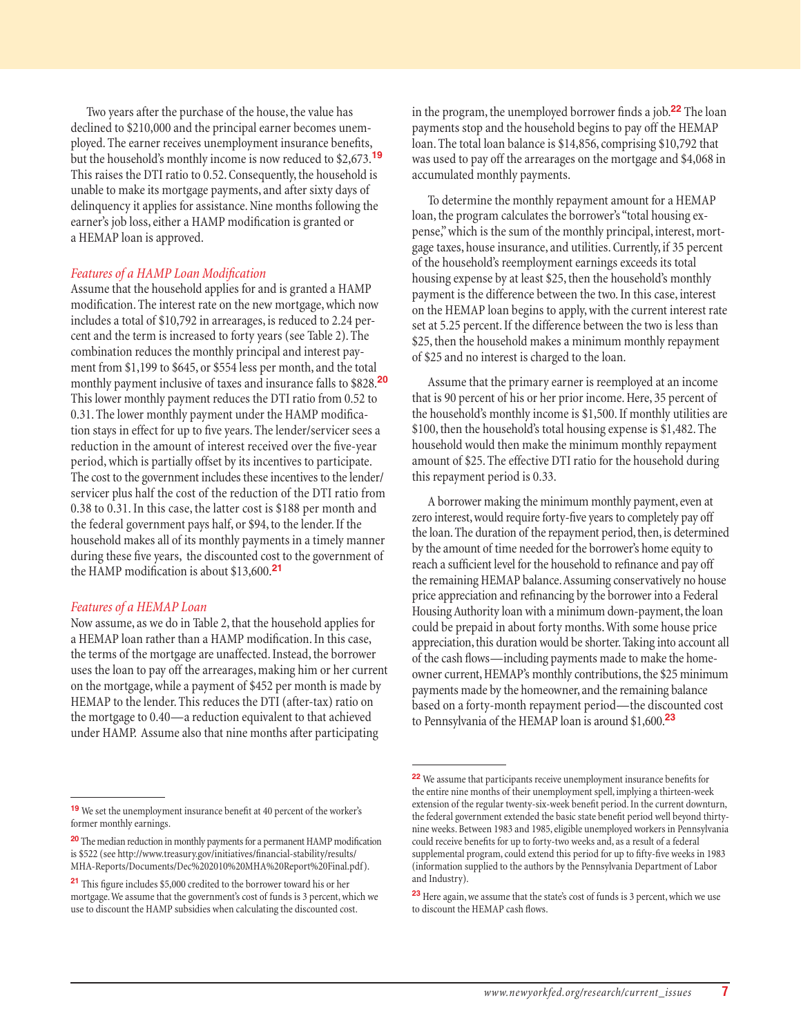Two years after the purchase of the house, the value has declined to $210,000 and the principal earner becomes unemployed. The earner receives unemployment insurance benefits, but the household's monthly income is now reduced to $2,673.[19] This raises the DTI ratio to 0.52. Consequently, the household is unable to make its mortgage payments, and after sixty days of delinquency it applies for assistance. Nine months following the earner's job loss, either a HAMP modification is granted or a HEMAP loan is approved.

*Features of a HAMP Loan Modification*

Assume that the household applies for and is granted a HAMP modification. The interest rate on the new mortgage, which now includes a total of $10,792 in arrearages, is reduced to 2.24 percent and the term is increased to forty years (see Table 2). The combination reduces the monthly principal and interest payment from $1,199 to $645, or $554 less per month, and the total monthly payment inclusive of taxes and insurance falls to $828.[20] This lower monthly payment reduces the DTI ratio from 0.52 to 0.31. The lower monthly payment under the HAMP modification stays in effect for up to five years. The lender/servicer sees a reduction in the amount of interest received over the five-year period, which is partially offset by its incentives to participate. The cost to the government includes these incentives to the lender/servicer plus half the cost of the reduction of the DTI ratio from 0.38 to 0.31. In this case, the latter cost is $188 per month and the federal government pays half, or $94, to the lender. If the household makes all of its monthly payments in a timely manner during these five years, the discounted cost to the government of the HAMP modification is about $13,600.[21]

*Features of a HEMAP Loan*

Now assume, as we do in Table 2, that the household applies for a HEMAP loan rather than a HAMP modification. In this case, the terms of the mortgage are unaffected. Instead, the borrower uses the loan to pay off the arrearages, making him or her current on the mortgage, while a payment of $452 per month is made by HEMAP to the lender. This reduces the DTI (after-tax) ratio on the mortgage to 0.40—a reduction equivalent to that achieved under HAMP. Assume also that nine months after participating in the program, the unemployed borrower finds a job.[22] The loan payments stop and the household begins to pay off the HEMAP loan. The total loan balance is $14,856, comprising $10,792 that was used to pay off the arrearages on the mortgage and $4,068 in accumulated monthly payments.

To determine the monthly repayment amount for a HEMAP loan, the program calculates the borrower's "total housing expense," which is the sum of the monthly principal, interest, mortgage taxes, house insurance, and utilities. Currently, if 35 percent of the household's reemployment earnings exceeds its total housing expense by at least $25, then the household's monthly payment is the difference between the two. In this case, interest on the HEMAP loan begins to apply, with the current interest rate set at 5.25 percent. If the difference between the two is less than $25, then the household makes a minimum monthly repayment of $25 and no interest is charged to the loan.

Assume that the primary earner is reemployed at an income that is 90 percent of his or her prior income. Here, 35 percent of the household's monthly income is $1,500. If monthly utilities are $100, then the household's total housing expense is $1,482. The household would then make the minimum monthly repayment amount of $25. The effective DTI ratio for the household during this repayment period is 0.33.

A borrower making the minimum monthly payment, even at zero interest, would require forty-five years to completely pay off the loan. The duration of the repayment period, then, is determined by the amount of time needed for the borrower's home equity to reach a sufficient level for the household to refinance and pay off the remaining HEMAP balance. Assuming conservatively no house price appreciation and refinancing by the borrower into a Federal Housing Authority loan with a minimum down-payment, the loan could be prepaid in about forty months. With some house price appreciation, this duration would be shorter. Taking into account all of the cash flows—including payments made to make the homeowner current, HEMAP's monthly contributions, the $25 minimum payments made by the homeowner, and the remaining balance based on a forty-month repayment period—the discounted cost to Pennsylvania of the HEMAP loan is around $1,600.[23]

---

[19] We set the unemployment insurance benefit at 40 percent of the worker's former monthly earnings.

[20] The median reduction in monthly payments for a permanent HAMP modification is $522 (see http://www.treasury.gov/initiatives/financial-stability/results/MHA-Reports/Documents/Dec%202010%20MHA%20Report%20Final.pdf).

[21] This figure includes $5,000 credited to the borrower toward his or her mortgage. We assume that the government's cost of funds is 3 percent, which we use to discount the HAMP subsidies when calculating the discounted cost.

[22] We assume that participants receive unemployment insurance benefits for the entire nine months of their unemployment spell, implying a thirteen-week extension of the regular twenty-six-week benefit period. In the current downturn, the federal government extended the basic state benefit period well beyond thirty-nine weeks. Between 1983 and 1985, eligible unemployed workers in Pennsylvania could receive benefits for up to forty-two weeks and, as a result of a federal supplemental program, could extend this period for up to fifty-five weeks in 1983 (information supplied to the authors by the Pennsylvania Department of Labor and Industry).

[23] Here again, we assume that the state's cost of funds is 3 percent, which we use to discount the HEMAP cash flows.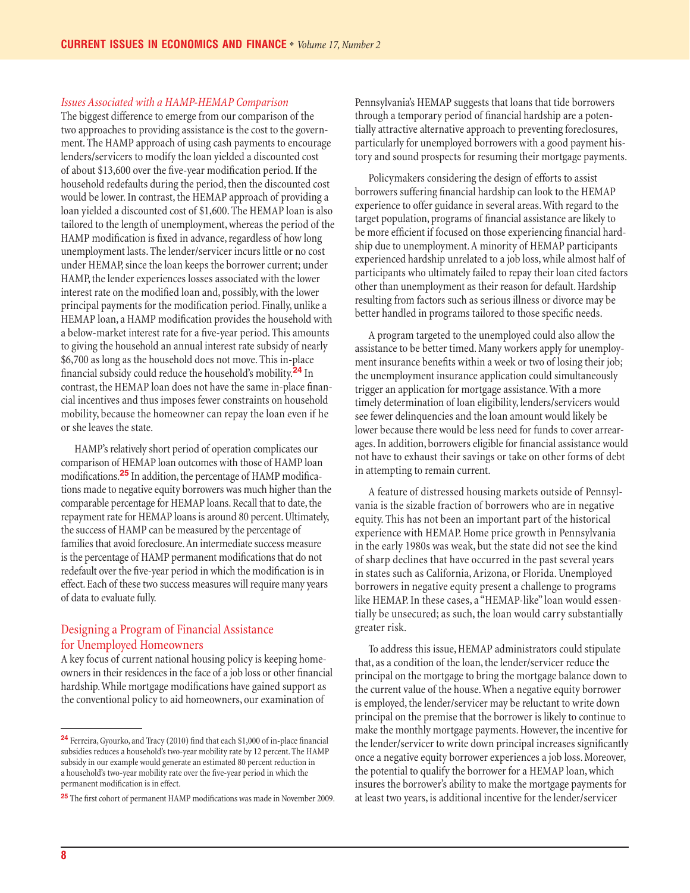*Issues Associated with a HAMP-HEMAP Comparison*

The biggest difference to emerge from our comparison of the two approaches to providing assistance is the cost to the government. The HAMP approach of using cash payments to encourage lenders/servicers to modify the loan yielded a discounted cost of about $13,600 over the five-year modification period. If the household redefaults during the period, then the discounted cost would be lower. In contrast, the HEMAP approach of providing a loan yielded a discounted cost of $1,600. The HEMAP loan is also tailored to the length of unemployment, whereas the period of the HAMP modification is fixed in advance, regardless of how long unemployment lasts. The lender/servicer incurs little or no cost under HEMAP, since the loan keeps the borrower current; under HAMP, the lender experiences losses associated with the lower interest rate on the modified loan and, possibly, with the lower principal payments for the modification period. Finally, unlike a HEMAP loan, a HAMP modification provides the household with a below-market interest rate for a five-year period. This amounts to giving the household an annual interest rate subsidy of nearly $6,700 as long as the household does not move. This in-place financial subsidy could reduce the household's mobility.[24] In contrast, the HEMAP loan does not have the same in-place financial incentives and thus imposes fewer constraints on household mobility, because the homeowner can repay the loan even if he or she leaves the state.

HAMP's relatively short period of operation complicates our comparison of HEMAP loan outcomes with those of HAMP loan modifications.[25] In addition, the percentage of HAMP modifications made to negative equity borrowers was much higher than the comparable percentage for HEMAP loans. Recall that to date, the repayment rate for HEMAP loans is around 80 percent. Ultimately, the success of HAMP can be measured by the percentage of families that avoid foreclosure. An intermediate success measure is the percentage of HAMP permanent modifications that do not redefault over the five-year period in which the modification is in effect. Each of these two success measures will require many years of data to evaluate fully.

## Designing a Program of Financial Assistance for Unemployed Homeowners

A key focus of current national housing policy is keeping homeowners in their residences in the face of a job loss or other financial hardship. While mortgage modifications have gained support as the conventional policy to aid homeowners, our examination of Pennsylvania's HEMAP suggests that loans that tide borrowers through a temporary period of financial hardship are a potentially attractive alternative approach to preventing foreclosures, particularly for unemployed borrowers with a good payment history and sound prospects for resuming their mortgage payments.

Policymakers considering the design of efforts to assist borrowers suffering financial hardship can look to the HEMAP experience to offer guidance in several areas. With regard to the target population, programs of financial assistance are likely to be more efficient if focused on those experiencing financial hardship due to unemployment. A minority of HEMAP participants experienced hardship unrelated to a job loss, while almost half of participants who ultimately failed to repay their loan cited factors other than unemployment as their reason for default. Hardship resulting from factors such as serious illness or divorce may be better handled in programs tailored to those specific needs.

A program targeted to the unemployed could also allow the assistance to be better timed. Many workers apply for unemployment insurance benefits within a week or two of losing their job; the unemployment insurance application could simultaneously trigger an application for mortgage assistance. With a more timely determination of loan eligibility, lenders/servicers would see fewer delinquencies and the loan amount would likely be lower because there would be less need for funds to cover arrearages. In addition, borrowers eligible for financial assistance would not have to exhaust their savings or take on other forms of debt in attempting to remain current.

A feature of distressed housing markets outside of Pennsylvania is the sizable fraction of borrowers who are in negative equity. This has not been an important part of the historical experience with HEMAP. Home price growth in Pennsylvania in the early 1980s was weak, but the state did not see the kind of sharp declines that have occurred in the past several years in states such as California, Arizona, or Florida. Unemployed borrowers in negative equity present a challenge to programs like HEMAP. In these cases, a "HEMAP-like" loan would essentially be unsecured; as such, the loan would carry substantially greater risk.

To address this issue, HEMAP administrators could stipulate that, as a condition of the loan, the lender/servicer reduce the principal on the mortgage to bring the mortgage balance down to the current value of the house. When a negative equity borrower is employed, the lender/servicer may be reluctant to write down principal on the premise that the borrower is likely to continue to make the monthly mortgage payments. However, the incentive for the lender/servicer to write down principal increases significantly once a negative equity borrower experiences a job loss. Moreover, the potential to qualify the borrower for a HEMAP loan, which insures the borrower's ability to make the mortgage payments for at least two years, is additional incentive for the lender/servicer

---

[24] Ferreira, Gyourko, and Tracy (2010) find that each $1,000 of in-place financial subsidies reduces a household's two-year mobility rate by 12 percent. The HAMP subsidy in our example would generate an estimated 80 percent reduction in a household's two-year mobility rate over the five-year period in which the permanent modification is in effect.

[25] The first cohort of permanent HAMP modifications was made in November 2009.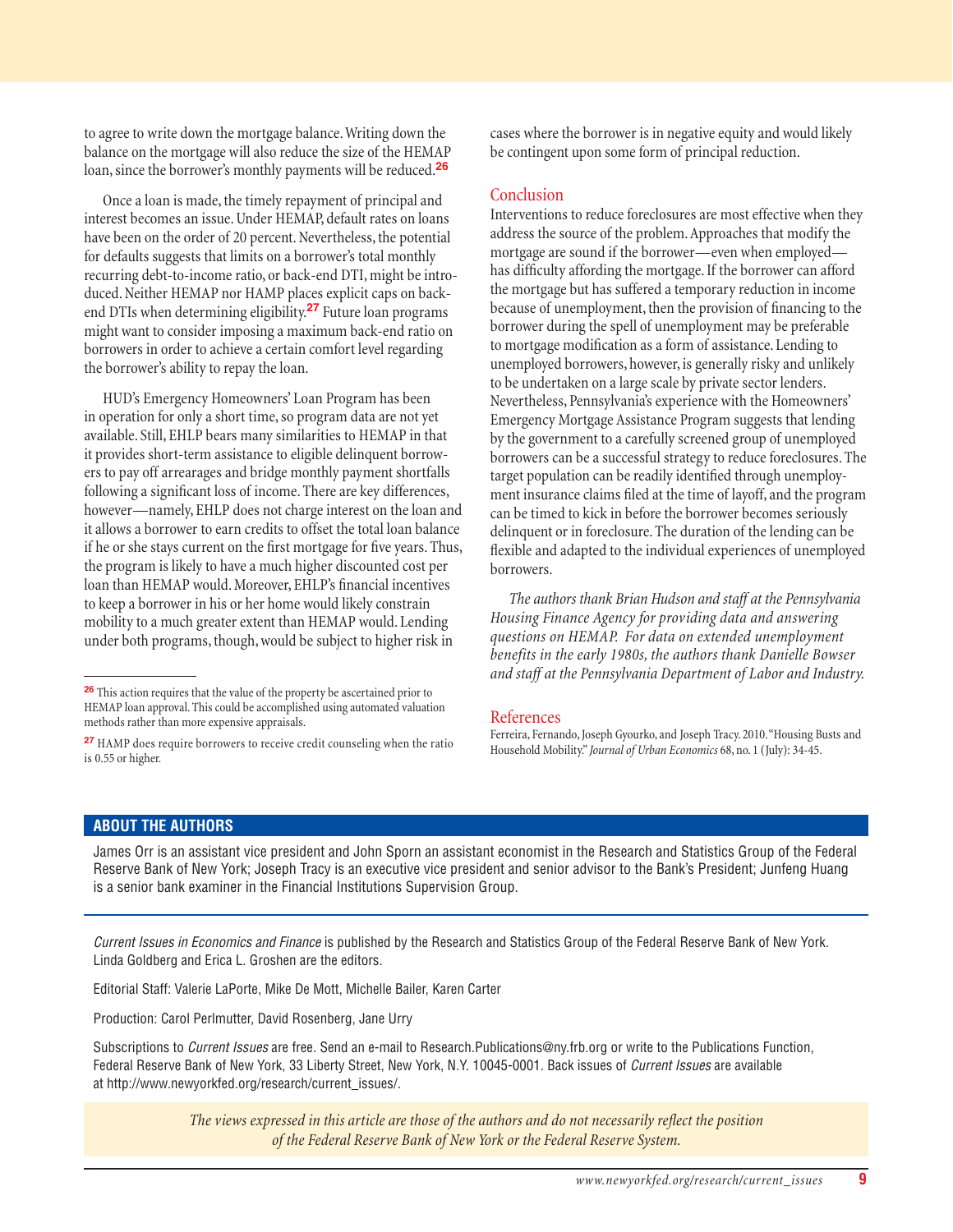to agree to write down the mortgage balance. Writing down the balance on the mortgage will also reduce the size of the HEMAP loan, since the borrower's monthly payments will be reduced.[26]

Once a loan is made, the timely repayment of principal and interest becomes an issue. Under HEMAP, default rates on loans have been on the order of 20 percent. Nevertheless, the potential for defaults suggests that limits on a borrower's total monthly recurring debt-to-income ratio, or back-end DTI, might be introduced. Neither HEMAP nor HAMP places explicit caps on back-end DTIs when determining eligibility.[27] Future loan programs might want to consider imposing a maximum back-end ratio on borrowers in order to achieve a certain comfort level regarding the borrower's ability to repay the loan.

HUD's Emergency Homeowners' Loan Program has been in operation for only a short time, so program data are not yet available. Still, EHLP bears many similarities to HEMAP in that it provides short-term assistance to eligible delinquent borrowers to pay off arrearages and bridge monthly payment shortfalls following a significant loss of income. There are key differences, however—namely, EHLP does not charge interest on the loan and it allows a borrower to earn credits to offset the total loan balance if he or she stays current on the first mortgage for five years. Thus, the program is likely to have a much higher discounted cost per loan than HEMAP would. Moreover, EHLP's financial incentives to keep a borrower in his or her home would likely constrain mobility to a much greater extent than HEMAP would. Lending under both programs, though, would be subject to higher risk in cases where the borrower is in negative equity and would likely be contingent upon some form of principal reduction.

## Conclusion

Interventions to reduce foreclosures are most effective when they address the source of the problem. Approaches that modify the mortgage are sound if the borrower—even when employed—has difficulty affording the mortgage. If the borrower can afford the mortgage but has suffered a temporary reduction in income because of unemployment, then the provision of financing to the borrower during the spell of unemployment may be preferable to mortgage modification as a form of assistance. Lending to unemployed borrowers, however, is generally risky and unlikely to be undertaken on a large scale by private sector lenders. Nevertheless, Pennsylvania's experience with the Homeowners' Emergency Mortgage Assistance Program suggests that lending by the government to a carefully screened group of unemployed borrowers can be a successful strategy to reduce foreclosures. The target population can be readily identified through unemployment insurance claims filed at the time of layoff, and the program can be timed to kick in before the borrower becomes seriously delinquent or in foreclosure. The duration of the lending can be flexible and adapted to the individual experiences of unemployed borrowers.

*The authors thank Brian Hudson and staff at the Pennsylvania Housing Finance Agency for providing data and answering questions on HEMAP. For data on extended unemployment benefits in the early 1980s, the authors thank Danielle Bowser and staff at the Pennsylvania Department of Labor and Industry.*

## References

Ferreira, Fernando, Joseph Gyourko, and Joseph Tracy. 2010. "Housing Busts and Household Mobility." *Journal of Urban Economics* 68, no. 1 (July): 34-45.

---

[26] This action requires that the value of the property be ascertained prior to HEMAP loan approval. This could be accomplished using automated valuation methods rather than more expensive appraisals.

[27] HAMP does require borrowers to receive credit counseling when the ratio is 0.55 or higher.

## ABOUT THE AUTHORS

James Orr is an assistant vice president and John Sporn an assistant economist in the Research and Statistics Group of the Federal Reserve Bank of New York; Joseph Tracy is an executive vice president and senior advisor to the Bank's President; Junfeng Huang is a senior bank examiner in the Financial Institutions Supervision Group.

*Current Issues in Economics and Finance* is published by the Research and Statistics Group of the Federal Reserve Bank of New York. Linda Goldberg and Erica L. Groshen are the editors.

Editorial Staff: Valerie LaPorte, Mike De Mott, Michelle Bailer, Karen Carter

Production: Carol Perlmutter, David Rosenberg, Jane Urry

Subscriptions to *Current Issues* are free. Send an e-mail to Research.Publications@ny.frb.org or write to the Publications Function, Federal Reserve Bank of New York, 33 Liberty Street, New York, N.Y. 10045-0001. Back issues of *Current Issues* are available at http://www.newyorkfed.org/research/current_issues/.

*The views expressed in this article are those of the authors and do not necessarily reflect the position of the Federal Reserve Bank of New York or the Federal Reserve System.*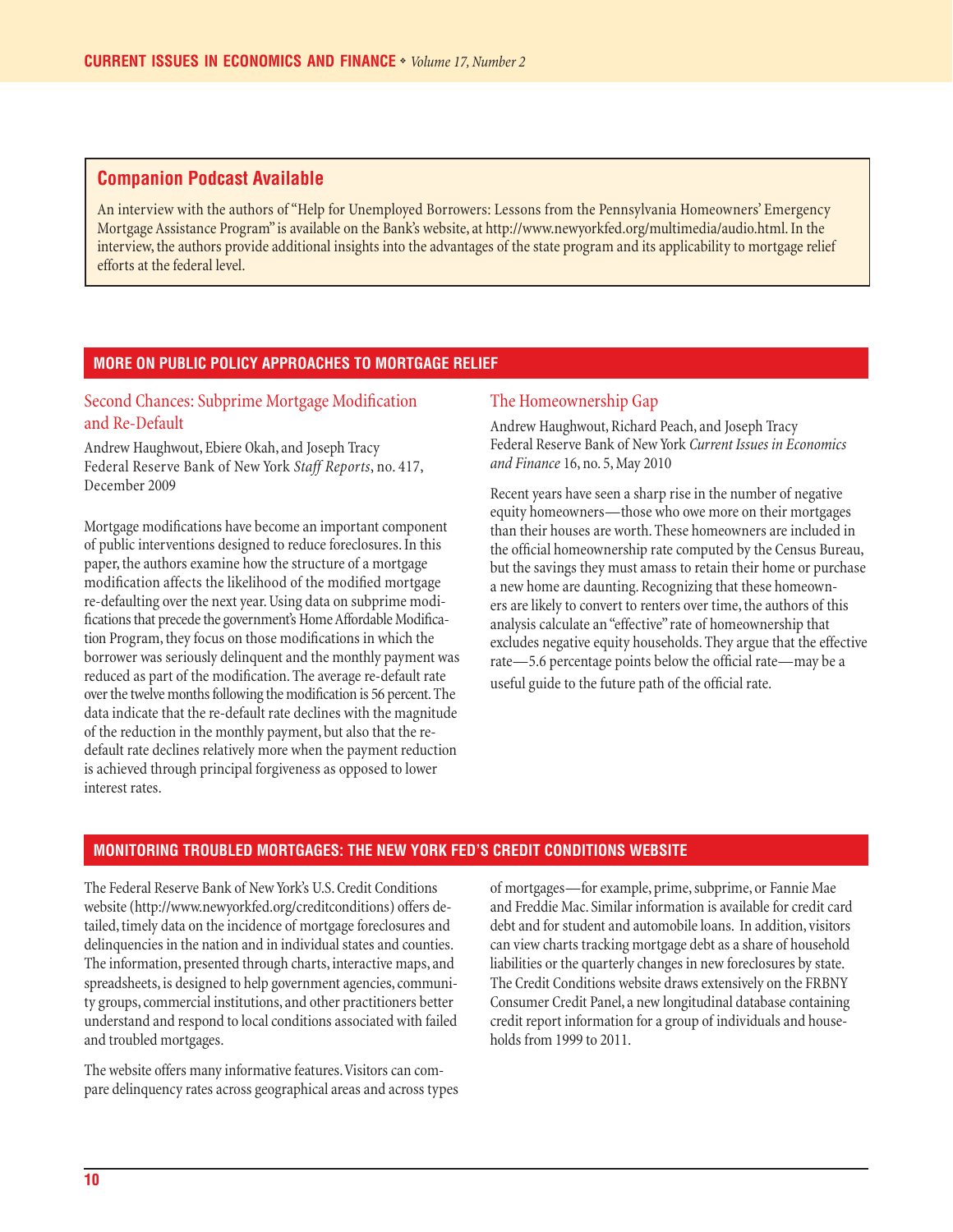## Companion Podcast Available

An interview with the authors of "Help for Unemployed Borrowers: Lessons from the Pennsylvania Homeowners' Emergency Mortgage Assistance Program" is available on the Bank's website, at http://www.newyorkfed.org/multimedia/audio.html. In the interview, the authors provide additional insights into the advantages of the state program and its applicability to mortgage relief efforts at the federal level.

## MORE ON PUBLIC POLICY APPROACHES TO MORTGAGE RELIEF

### Second Chances: Subprime Mortgage Modification and Re-Default

Andrew Haughwout, Ebiere Okah, and Joseph Tracy
Federal Reserve Bank of New York *Staff Reports*, no. 417, December 2009

Mortgage modifications have become an important component of public interventions designed to reduce foreclosures. In this paper, the authors examine how the structure of a mortgage modification affects the likelihood of the modified mortgage re-defaulting over the next year. Using data on subprime modifications that precede the government's Home Affordable Modification Program, they focus on those modifications in which the borrower was seriously delinquent and the monthly payment was reduced as part of the modification. The average re-default rate over the twelve months following the modification is 56 percent. The data indicate that the re-default rate declines with the magnitude of the reduction in the monthly payment, but also that the re-default rate declines relatively more when the payment reduction is achieved through principal forgiveness as opposed to lower interest rates.

### The Homeownership Gap

Andrew Haughwout, Richard Peach, and Joseph Tracy
Federal Reserve Bank of New York *Current Issues in Economics and Finance* 16, no. 5, May 2010

Recent years have seen a sharp rise in the number of negative equity homeowners—those who owe more on their mortgages than their houses are worth. These homeowners are included in the official homeownership rate computed by the Census Bureau, but the savings they must amass to retain their home or purchase a new home are daunting. Recognizing that these homeowners are likely to convert to renters over time, the authors of this analysis calculate an "effective" rate of homeownership that excludes negative equity households. They argue that the effective rate—5.6 percentage points below the official rate—may be a useful guide to the future path of the official rate.

## MONITORING TROUBLED MORTGAGES: THE NEW YORK FED'S CREDIT CONDITIONS WEBSITE

The Federal Reserve Bank of New York's U.S. Credit Conditions website (http://www.newyorkfed.org/creditconditions) offers detailed, timely data on the incidence of mortgage foreclosures and delinquencies in the nation and in individual states and counties. The information, presented through charts, interactive maps, and spreadsheets, is designed to help government agencies, community groups, commercial institutions, and other practitioners better understand and respond to local conditions associated with failed and troubled mortgages.

The website offers many informative features. Visitors can compare delinquency rates across geographical areas and across types of mortgages—for example, prime, subprime, or Fannie Mae and Freddie Mac. Similar information is available for credit card debt and for student and automobile loans. In addition, visitors can view charts tracking mortgage debt as a share of household liabilities or the quarterly changes in new foreclosures by state. The Credit Conditions website draws extensively on the FRBNY Consumer Credit Panel, a new longitudinal database containing credit report information for a group of individuals and households from 1999 to 2011.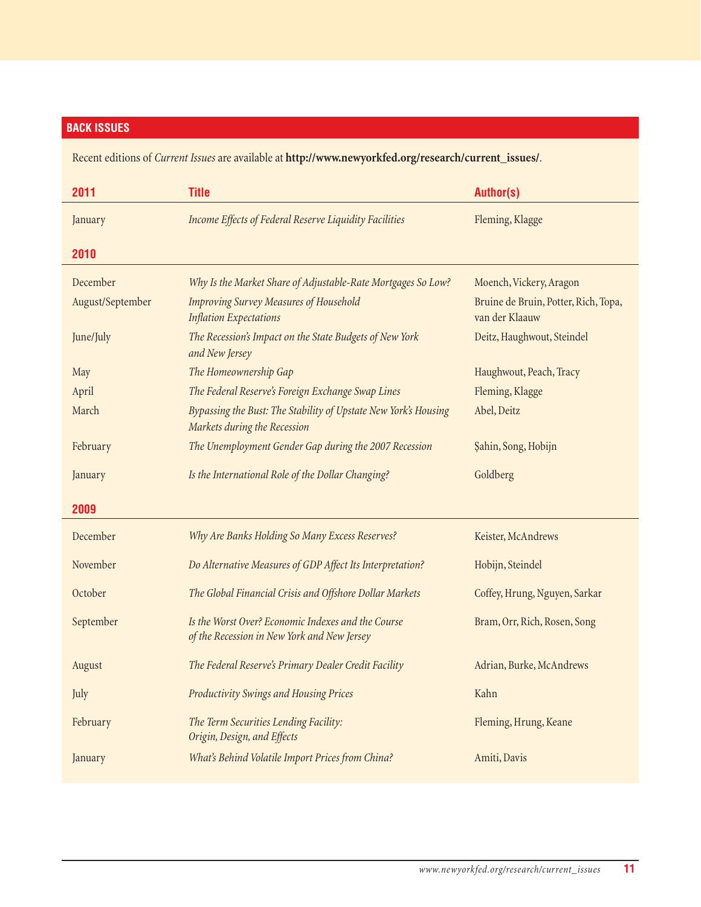## BACK ISSUES

Recent editions of *Current Issues* are available at **http://www.newyorkfed.org/research/current_issues/**.

| 2011 | Title | Author(s) |
|---|---|---|
| January | *Income Effects of Federal Reserve Liquidity Facilities* | Fleming, Klagge |
| **2010** | | |
| December | *Why Is the Market Share of Adjustable-Rate Mortgages So Low?* | Moench, Vickery, Aragon |
| August/September | *Improving Survey Measures of Household Inflation Expectations* | Bruine de Bruin, Potter, Rich, Topa, van der Klaauw |
| June/July | *The Recession's Impact on the State Budgets of New York and New Jersey* | Deitz, Haughwout, Steindel |
| May | *The Homeownership Gap* | Haughwout, Peach, Tracy |
| April | *The Federal Reserve's Foreign Exchange Swap Lines* | Fleming, Klagge |
| March | *Bypassing the Bust: The Stability of Upstate New York's Housing Markets during the Recession* | Abel, Deitz |
| February | *The Unemployment Gender Gap during the 2007 Recession* | Şahin, Song, Hobijn |
| January | *Is the International Role of the Dollar Changing?* | Goldberg |
| **2009** | | |
| December | *Why Are Banks Holding So Many Excess Reserves?* | Keister, McAndrews |
| November | *Do Alternative Measures of GDP Affect Its Interpretation?* | Hobijn, Steindel |
| October | *The Global Financial Crisis and Offshore Dollar Markets* | Coffey, Hrung, Nguyen, Sarkar |
| September | *Is the Worst Over? Economic Indexes and the Course of the Recession in New York and New Jersey* | Bram, Orr, Rich, Rosen, Song |
| August | *The Federal Reserve's Primary Dealer Credit Facility* | Adrian, Burke, McAndrews |
| July | *Productivity Swings and Housing Prices* | Kahn |
| February | *The Term Securities Lending Facility: Origin, Design, and Effects* | Fleming, Hrung, Keane |
| January | *What's Behind Volatile Import Prices from China?* | Amiti, Davis |